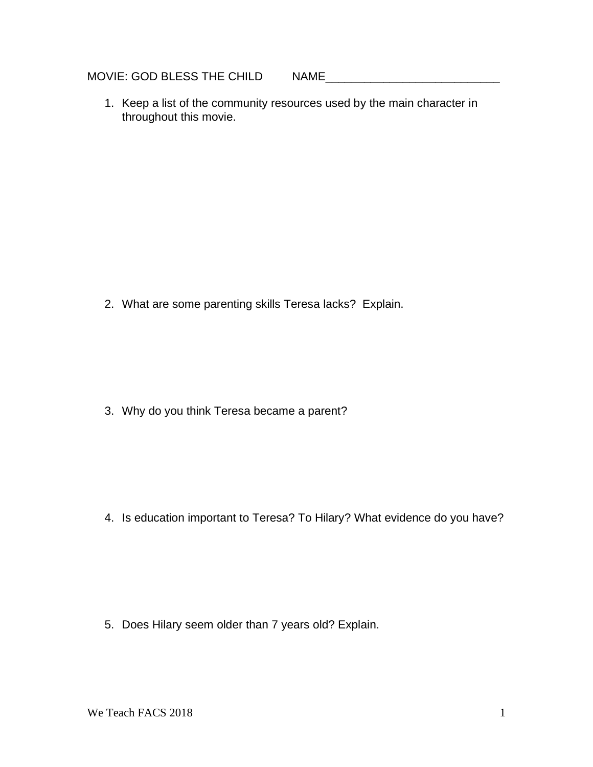MOVIE: GOD BLESS THE CHILD NAME___________________________

1. Keep a list of the community resources used by the main character in throughout this movie.

2. What are some parenting skills Teresa lacks? Explain.

3. Why do you think Teresa became a parent?

4. Is education important to Teresa? To Hilary? What evidence do you have?

5. Does Hilary seem older than 7 years old? Explain.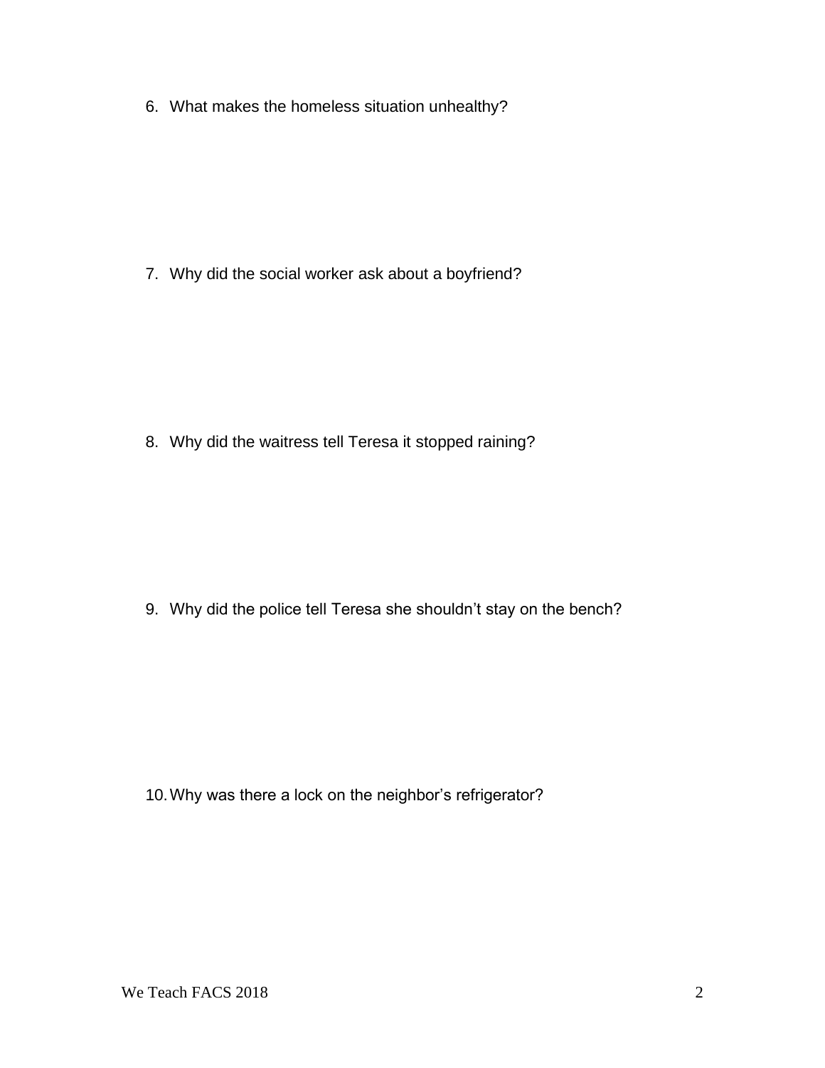6. What makes the homeless situation unhealthy?

7. Why did the social worker ask about a boyfriend?

8. Why did the waitress tell Teresa it stopped raining?

9. Why did the police tell Teresa she shouldn't stay on the bench?

10. Why was there a lock on the neighbor's refrigerator?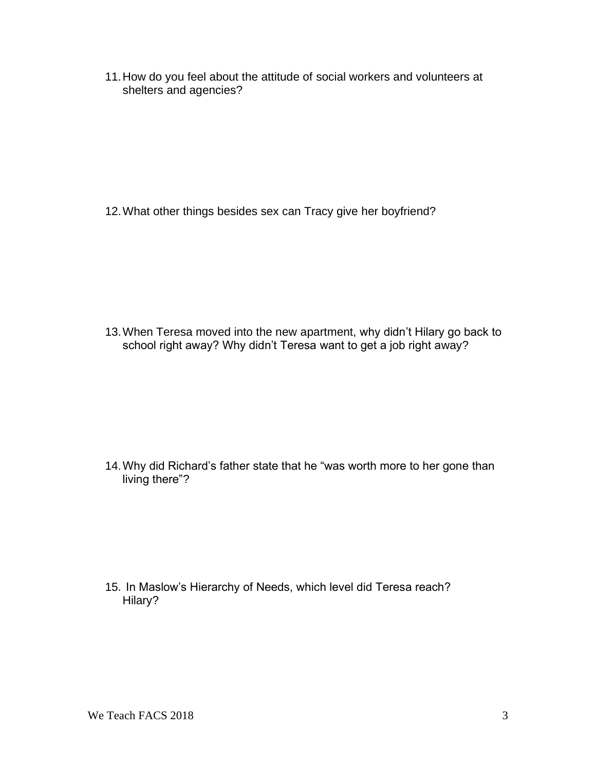11. How do you feel about the attitude of social workers and volunteers at shelters and agencies?

12. What other things besides sex can Tracy give her boyfriend?

13. When Teresa moved into the new apartment, why didn't Hilary go back to school right away? Why didn't Teresa want to get a job right away?

14. Why did Richard's father state that he "was worth more to her gone than living there"?

15. In Maslow's Hierarchy of Needs, which level did Teresa reach? Hilary?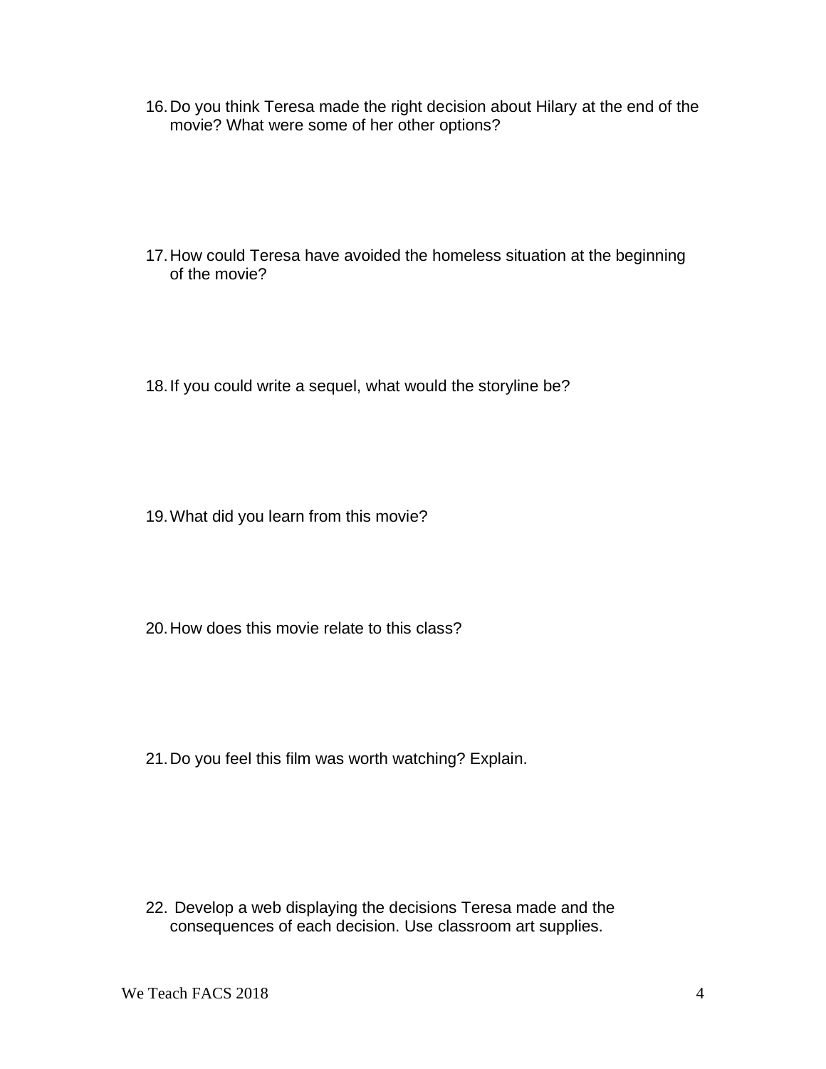16. Do you think Teresa made the right decision about Hilary at the end of the movie? What were some of her other options?

17. How could Teresa have avoided the homeless situation at the beginning of the movie?

18. If you could write a sequel, what would the storyline be?

19. What did you learn from this movie?

20. How does this movie relate to this class?

21. Do you feel this film was worth watching? Explain.

22. Develop a web displaying the decisions Teresa made and the consequences of each decision. Use classroom art supplies.

We Teach FACS 2018